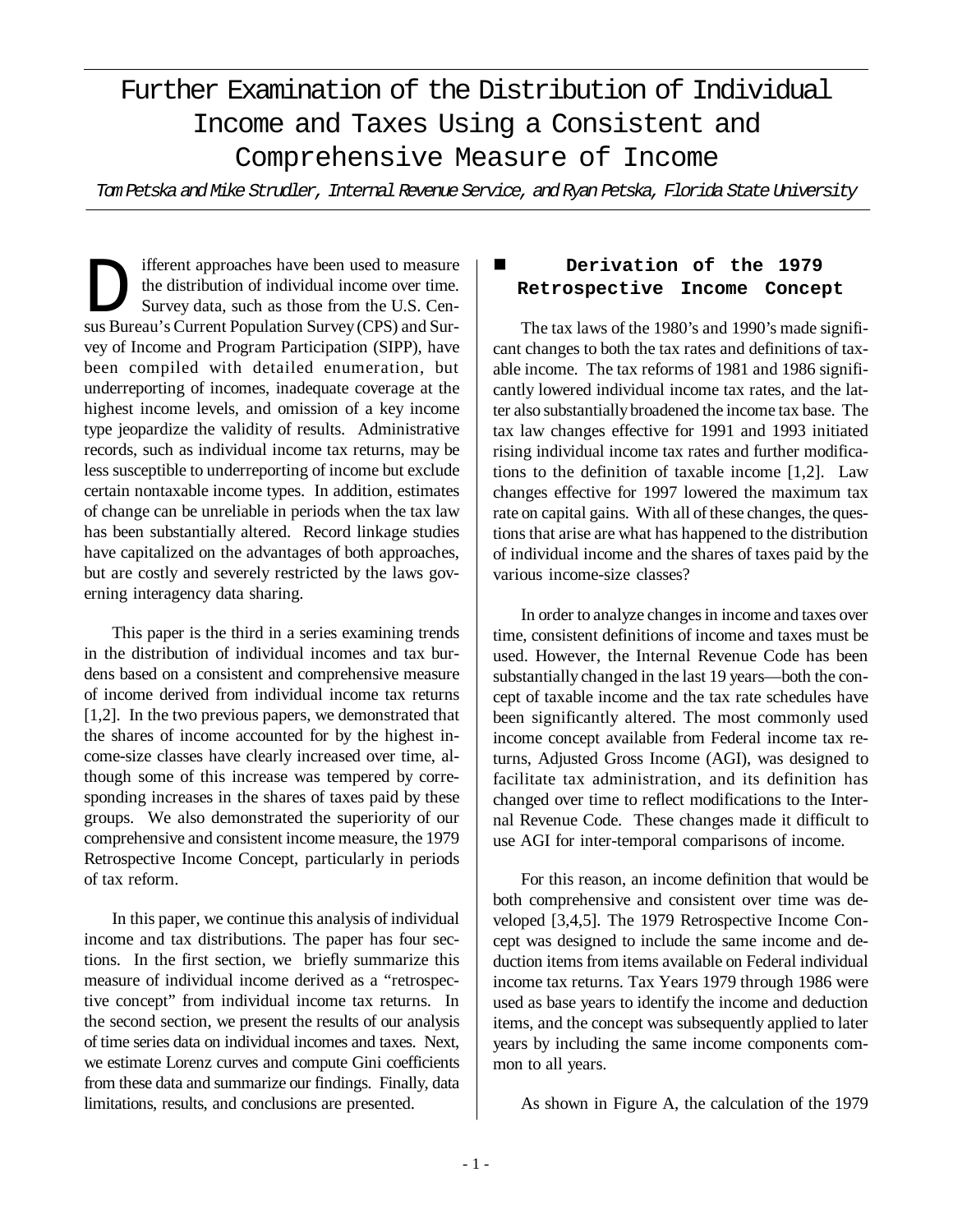# Further Examination of the Distribution of Individual Income and Taxes Using a Consistent and Comprehensive Measure of Income

*Tom Petska and Mike Strudler, Internal Revenue Service, and Ryan Petska, Florida State University*

Different approaches have been used to measure the distribution of individual income over time. Survey data, such as those from the U.S. Census Bureau's Current Population Survey (CPS) and Survey of Income and Program Participation (SIPP), have been compiled with detailed enumeration, but underreporting of incomes, inadequate coverage at the highest income levels, and omission of a key income type jeopardize the validity of results. Administrative records, such as individual income tax returns, may be less susceptible to underreporting of income but exclude certain nontaxable income types. In addition, estimates of change can be unreliable in periods when the tax law has been substantially altered. Record linkage studies have capitalized on the advantages of both approaches, but are costly and severely restricted by the laws governing interagency data sharing.

This paper is the third in a series examining trends in the distribution of individual incomes and tax burdens based on a consistent and comprehensive measure of income derived from individual income tax returns [1,2]. In the two previous papers, we demonstrated that the shares of income accounted for by the highest income-size classes have clearly increased over time, although some of this increase was tempered by corresponding increases in the shares of taxes paid by these groups. We also demonstrated the superiority of our comprehensive and consistent income measure, the 1979 Retrospective Income Concept, particularly in periods of tax reform.

In this paper, we continue this analysis of individual income and tax distributions. The paper has four sections. In the first section, we briefly summarize this measure of individual income derived as a "retrospective concept" from individual income tax returns. In the second section, we present the results of our analysis of time series data on individual incomes and taxes. Next, we estimate Lorenz curves and compute Gini coefficients from these data and summarize our findings. Finally, data limitations, results, and conclusions are presented.

## Derivation of the 1979 Retrospective Income Concept

The tax laws of the 1980's and 1990's made significant changes to both the tax rates and definitions of taxable income. The tax reforms of 1981 and 1986 significantly lowered individual income tax rates, and the latter also substantially broadened the income tax base. The tax law changes effective for 1991 and 1993 initiated rising individual income tax rates and further modifications to the definition of taxable income [1,2]. Law changes effective for 1997 lowered the maximum tax rate on capital gains. With all of these changes, the questions that arise are what has happened to the distribution of individual income and the shares of taxes paid by the various income-size classes?

In order to analyze changes in income and taxes over time, consistent definitions of income and taxes must be used. However, the Internal Revenue Code has been substantially changed in the last 19 years—both the concept of taxable income and the tax rate schedules have been significantly altered. The most commonly used income concept available from Federal income tax returns, Adjusted Gross Income (AGI), was designed to facilitate tax administration, and its definition has changed over time to reflect modifications to the Internal Revenue Code. These changes made it difficult to use AGI for inter-temporal comparisons of income.

For this reason, an income definition that would be both comprehensive and consistent over time was developed [3,4,5]. The 1979 Retrospective Income Concept was designed to include the same income and deduction items from items available on Federal individual income tax returns. Tax Years 1979 through 1986 were used as base years to identify the income and deduction items, and the concept was subsequently applied to later years by including the same income components common to all years.

As shown in Figure A, the calculation of the 1979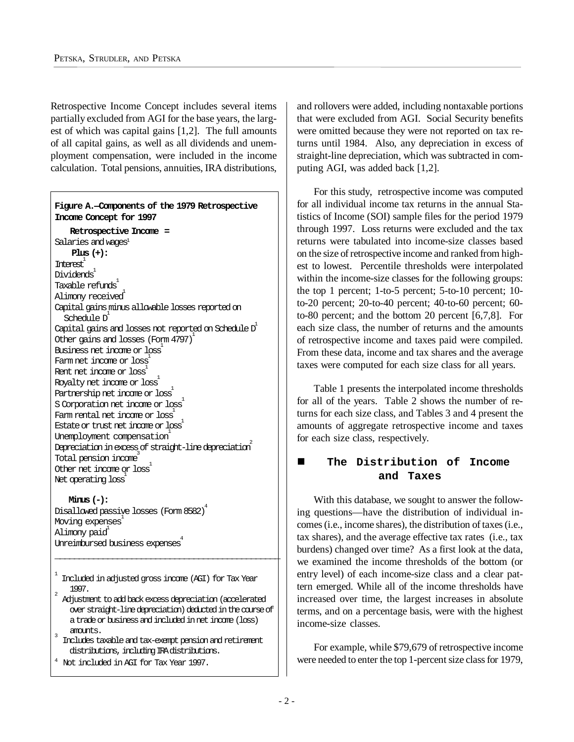Retrospective Income Concept includes several items partially excluded from AGI for the base years, the largest of which was capital gains [1,2]. The full amounts of all capital gains, as well as all dividends and unemployment compensation, were included in the income calculation. Total pensions, annuities, IRA distributions, and rollovers were added, including nontaxable portions that were excluded from AGI. Social Security benefits were omitted because they were not reported on tax returns until 1984. Also, any depreciation in excess of straight-line depreciation, which was subtracted in computing AGI, was added back [1,2].

**Figure A.—Components of the 1979 Retrospective Income Concept for 1997**

**Retrospective Income =**

Salaries and wages[1]

**Plus (+):**

Interest[1]
Dividends[1]
Taxable refunds[1]
Alimony received[1]
Capital gains minus allowable losses reported on Schedule D[1]
Capital gains and losses not reported on Schedule D[1]
Other gains and losses (Form 4797)[1]
Business net income or loss[1]
Farm net income or loss[1]
Rent net income or loss[1]
Royalty net income or loss[1]
Partnership net income or loss[1]
S Corporation net income or loss[1]
Farm rental net income or loss[1]
Estate or trust net income or loss[1]
Unemployment compensation[1]
Depreciation in excess of straight-line depreciation[2]
Total pension income[3]
Other net income or loss[1]
Net operating loss[1]

**Minus (-):**

Disallowed passive losses (Form 8582)[4]
Moving expenses[1]
Alimony paid[1]
Unreimbursed business expenses[4]

---

[1] Included in adjusted gross income (AGI) for Tax Year 1997.

[2] Adjustment to add back excess depreciation (accelerated over straight-line depreciation) deducted in the course of a trade or business and included in net income (loss) amounts.

[3] Includes taxable and tax-exempt pension and retirement distributions, including IRA distributions.

[4] Not included in AGI for Tax Year 1997.

For this study, retrospective income was computed for all individual income tax returns in the annual Statistics of Income (SOI) sample files for the period 1979 through 1997. Loss returns were excluded and the tax returns were tabulated into income-size classes based on the size of retrospective income and ranked from highest to lowest. Percentile thresholds were interpolated within the income-size classes for the following groups: the top 1 percent; 1-to-5 percent; 5-to-10 percent; 10-to-20 percent; 20-to-40 percent; 40-to-60 percent; 60-to-80 percent; and the bottom 20 percent [6,7,8]. For each size class, the number of returns and the amounts of retrospective income and taxes paid were compiled. From these data, income and tax shares and the average taxes were computed for each size class for all years.

Table 1 presents the interpolated income thresholds for all of the years. Table 2 shows the number of returns for each size class, and Tables 3 and 4 present the amounts of aggregate retrospective income and taxes for each size class, respectively.

## The Distribution of Income and Taxes

With this database, we sought to answer the following questions—have the distribution of individual incomes (i.e., income shares), the distribution of taxes (i.e., tax shares), and the average effective tax rates (i.e., tax burdens) changed over time? As a first look at the data, we examined the income thresholds of the bottom (or entry level) of each income-size class and a clear pattern emerged. While all of the income thresholds have increased over time, the largest increases in absolute terms, and on a percentage basis, were with the highest income-size classes.

For example, while $79,679 of retrospective income were needed to enter the top 1-percent size class for 1979,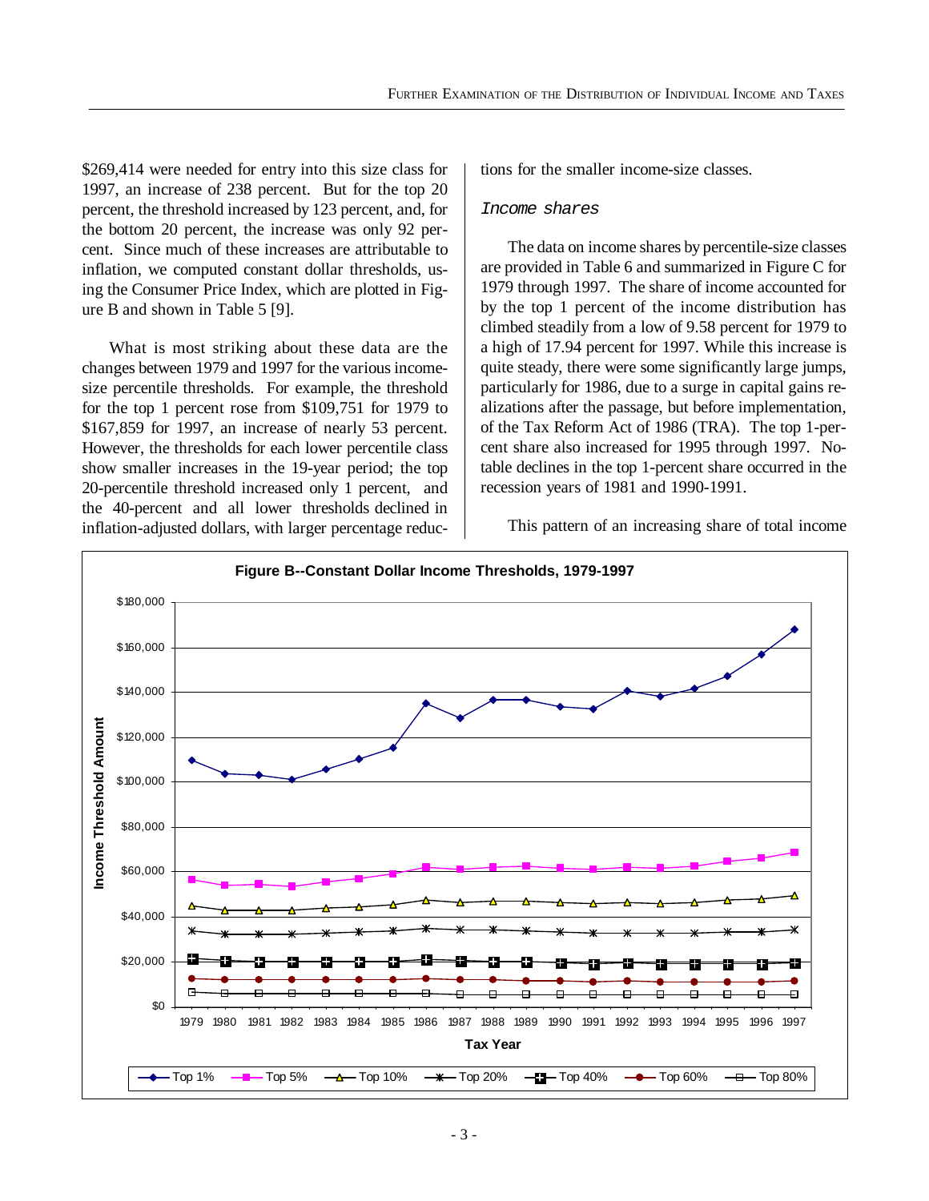$269,414 were needed for entry into this size class for 1997, an increase of 238 percent. But for the top 20 percent, the threshold increased by 123 percent, and, for the bottom 20 percent, the increase was only 92 percent. Since much of these increases are attributable to inflation, we computed constant dollar thresholds, using the Consumer Price Index, which are plotted in Figure B and shown in Table 5 [9].

What is most striking about these data are the changes between 1979 and 1997 for the various income-size percentile thresholds. For example, the threshold for the top 1 percent rose from $109,751 for 1979 to $167,859 for 1997, an increase of nearly 53 percent. However, the thresholds for each lower percentile class show smaller increases in the 19-year period; the top 20-percentile threshold increased only 1 percent, and the 40-percent and all lower thresholds declined in inflation-adjusted dollars, with larger percentage reductions for the smaller income-size classes.

### *Income shares*

The data on income shares by percentile-size classes are provided in Table 6 and summarized in Figure C for 1979 through 1997. The share of income accounted for by the top 1 percent of the income distribution has climbed steadily from a low of 9.58 percent for 1979 to a high of 17.94 percent for 1997. While this increase is quite steady, there were some significantly large jumps, particularly for 1986, due to a surge in capital gains realizations after the passage, but before implementation, of the Tax Reform Act of 1986 (TRA). The top 1-percent share also increased for 1995 through 1997. Notable declines in the top 1-percent share occurred in the recession years of 1981 and 1990-1991.

This pattern of an increasing share of total income

**Figure B--Constant Dollar Income Thresholds, 1979-1997**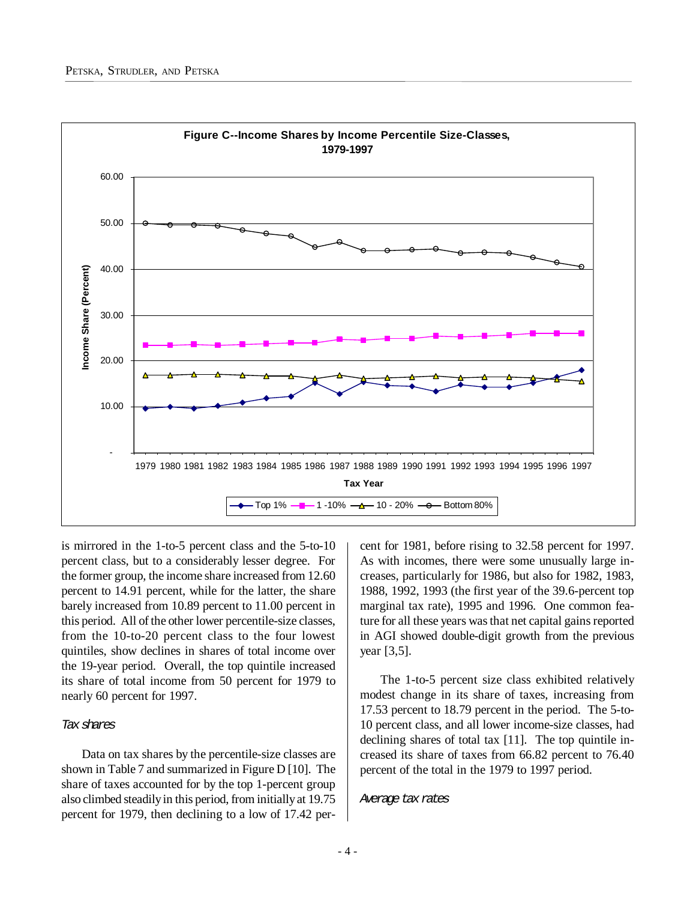**Figure C--Income Shares by Income Percentile Size-Classes, 1979-1997**

is mirrored in the 1-to-5 percent class and the 5-to-10 percent class, but to a considerably lesser degree. For the former group, the income share increased from 12.60 percent to 14.91 percent, while for the latter, the share barely increased from 10.89 percent to 11.00 percent in this period. All of the other lower percentile-size classes, from the 10-to-20 percent class to the four lowest quintiles, show declines in shares of total income over the 19-year period. Overall, the top quintile increased its share of total income from 50 percent for 1979 to nearly 60 percent for 1997.

*Tax shares*

Data on tax shares by the percentile-size classes are shown in Table 7 and summarized in Figure D [10]. The share of taxes accounted for by the top 1-percent group also climbed steadily in this period, from initially at 19.75 percent for 1979, then declining to a low of 17.42 percent for 1981, before rising to 32.58 percent for 1997. As with incomes, there were some unusually large increases, particularly for 1986, but also for 1982, 1983, 1988, 1992, 1993 (the first year of the 39.6-percent top marginal tax rate), 1995 and 1996. One common feature for all these years was that net capital gains reported in AGI showed double-digit growth from the previous year [3,5].

The 1-to-5 percent size class exhibited relatively modest change in its share of taxes, increasing from 17.53 percent to 18.79 percent in the period. The 5-to-10 percent class, and all lower income-size classes, had declining shares of total tax [11]. The top quintile increased its share of taxes from 66.82 percent to 76.40 percent of the total in the 1979 to 1997 period.

*Average tax rates*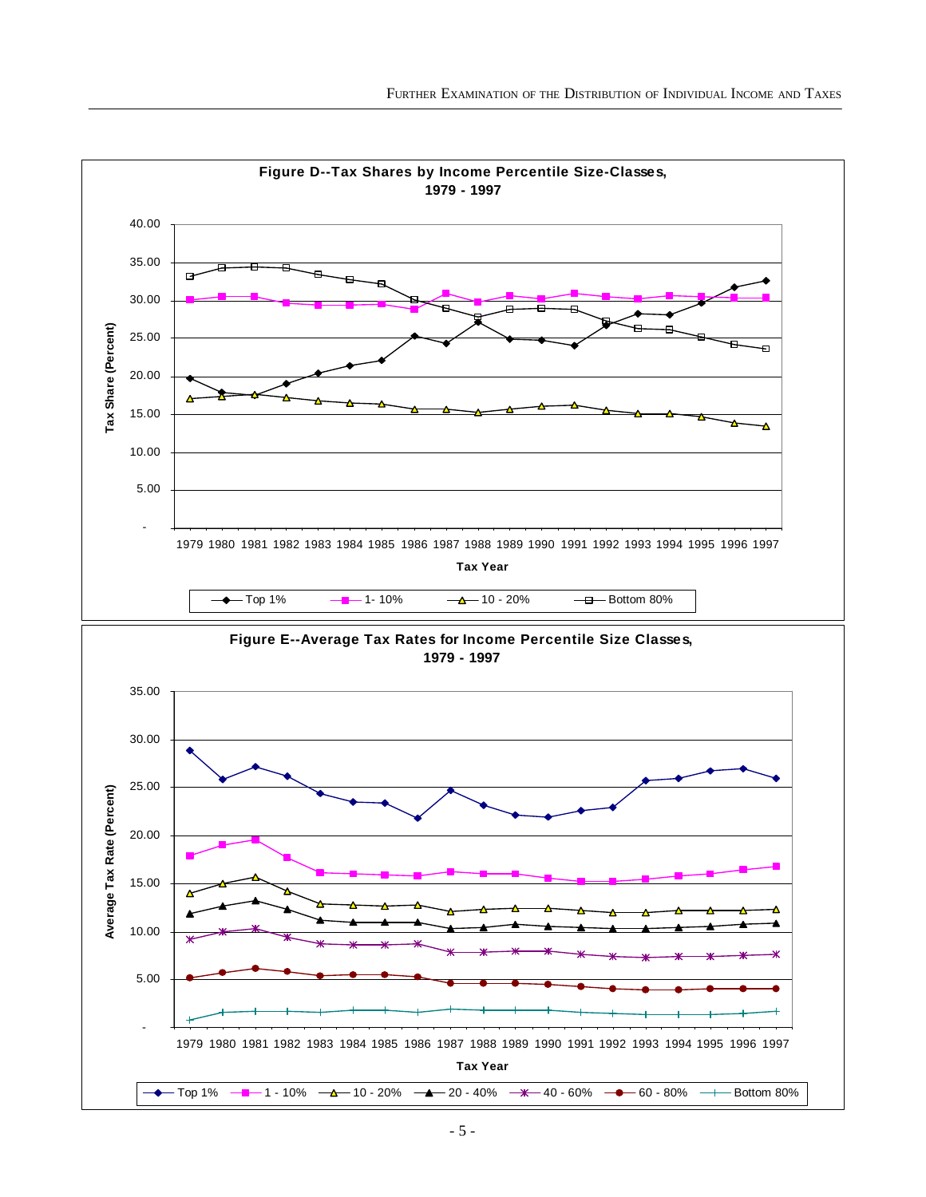**Figure D--Tax Shares by Income Percentile Size-Classes, 1979 - 1997**

**Figure E--Average Tax Rates for Income Percentile Size Classes, 1979 - 1997**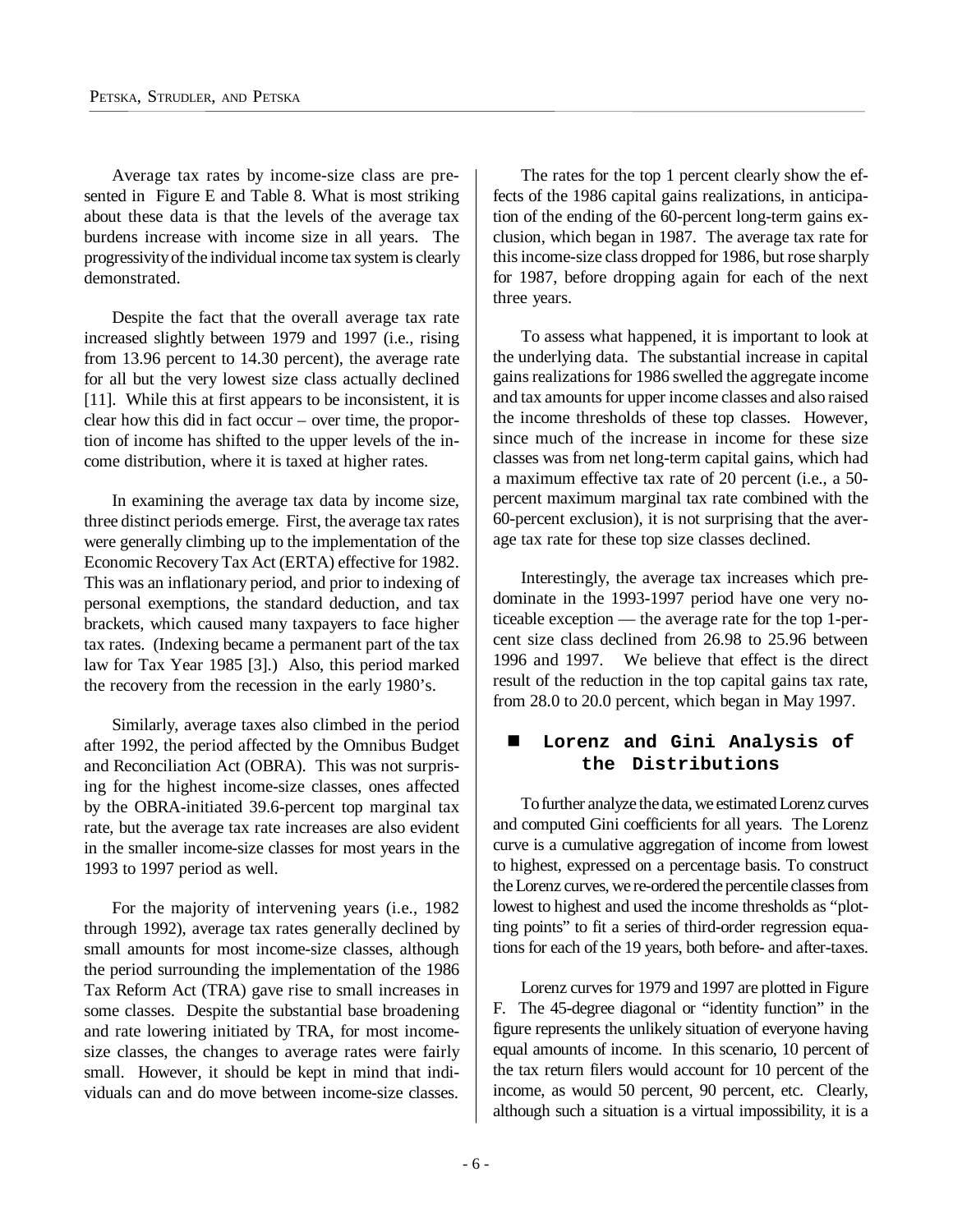Average tax rates by income-size class are presented in Figure E and Table 8. What is most striking about these data is that the levels of the average tax burdens increase with income size in all years. The progressivity of the individual income tax system is clearly demonstrated.

Despite the fact that the overall average tax rate increased slightly between 1979 and 1997 (i.e., rising from 13.96 percent to 14.30 percent), the average rate for all but the very lowest size class actually declined [11]. While this at first appears to be inconsistent, it is clear how this did in fact occur – over time, the proportion of income has shifted to the upper levels of the income distribution, where it is taxed at higher rates.

In examining the average tax data by income size, three distinct periods emerge. First, the average tax rates were generally climbing up to the implementation of the Economic Recovery Tax Act (ERTA) effective for 1982. This was an inflationary period, and prior to indexing of personal exemptions, the standard deduction, and tax brackets, which caused many taxpayers to face higher tax rates. (Indexing became a permanent part of the tax law for Tax Year 1985 [3].) Also, this period marked the recovery from the recession in the early 1980's.

Similarly, average taxes also climbed in the period after 1992, the period affected by the Omnibus Budget and Reconciliation Act (OBRA). This was not surprising for the highest income-size classes, ones affected by the OBRA-initiated 39.6-percent top marginal tax rate, but the average tax rate increases are also evident in the smaller income-size classes for most years in the 1993 to 1997 period as well.

For the majority of intervening years (i.e., 1982 through 1992), average tax rates generally declined by small amounts for most income-size classes, although the period surrounding the implementation of the 1986 Tax Reform Act (TRA) gave rise to small increases in some classes. Despite the substantial base broadening and rate lowering initiated by TRA, for most income-size classes, the changes to average rates were fairly small. However, it should be kept in mind that individuals can and do move between income-size classes.

The rates for the top 1 percent clearly show the effects of the 1986 capital gains realizations, in anticipation of the ending of the 60-percent long-term gains exclusion, which began in 1987. The average tax rate for this income-size class dropped for 1986, but rose sharply for 1987, before dropping again for each of the next three years.

To assess what happened, it is important to look at the underlying data. The substantial increase in capital gains realizations for 1986 swelled the aggregate income and tax amounts for upper income classes and also raised the income thresholds of these top classes. However, since much of the increase in income for these size classes was from net long-term capital gains, which had a maximum effective tax rate of 20 percent (i.e., a 50-percent maximum marginal tax rate combined with the 60-percent exclusion), it is not surprising that the average tax rate for these top size classes declined.

Interestingly, the average tax increases which predominate in the 1993-1997 period have one very noticeable exception — the average rate for the top 1-percent size class declined from 26.98 to 25.96 between 1996 and 1997. We believe that effect is the direct result of the reduction in the top capital gains tax rate, from 28.0 to 20.0 percent, which began in May 1997.

## Lorenz and Gini Analysis of the Distributions

To further analyze the data, we estimated Lorenz curves and computed Gini coefficients for all years. The Lorenz curve is a cumulative aggregation of income from lowest to highest, expressed on a percentage basis. To construct the Lorenz curves, we re-ordered the percentile classes from lowest to highest and used the income thresholds as "plotting points" to fit a series of third-order regression equations for each of the 19 years, both before- and after-taxes.

Lorenz curves for 1979 and 1997 are plotted in Figure F. The 45-degree diagonal or "identity function" in the figure represents the unlikely situation of everyone having equal amounts of income. In this scenario, 10 percent of the tax return filers would account for 10 percent of the income, as would 50 percent, 90 percent, etc. Clearly, although such a situation is a virtual impossibility, it is a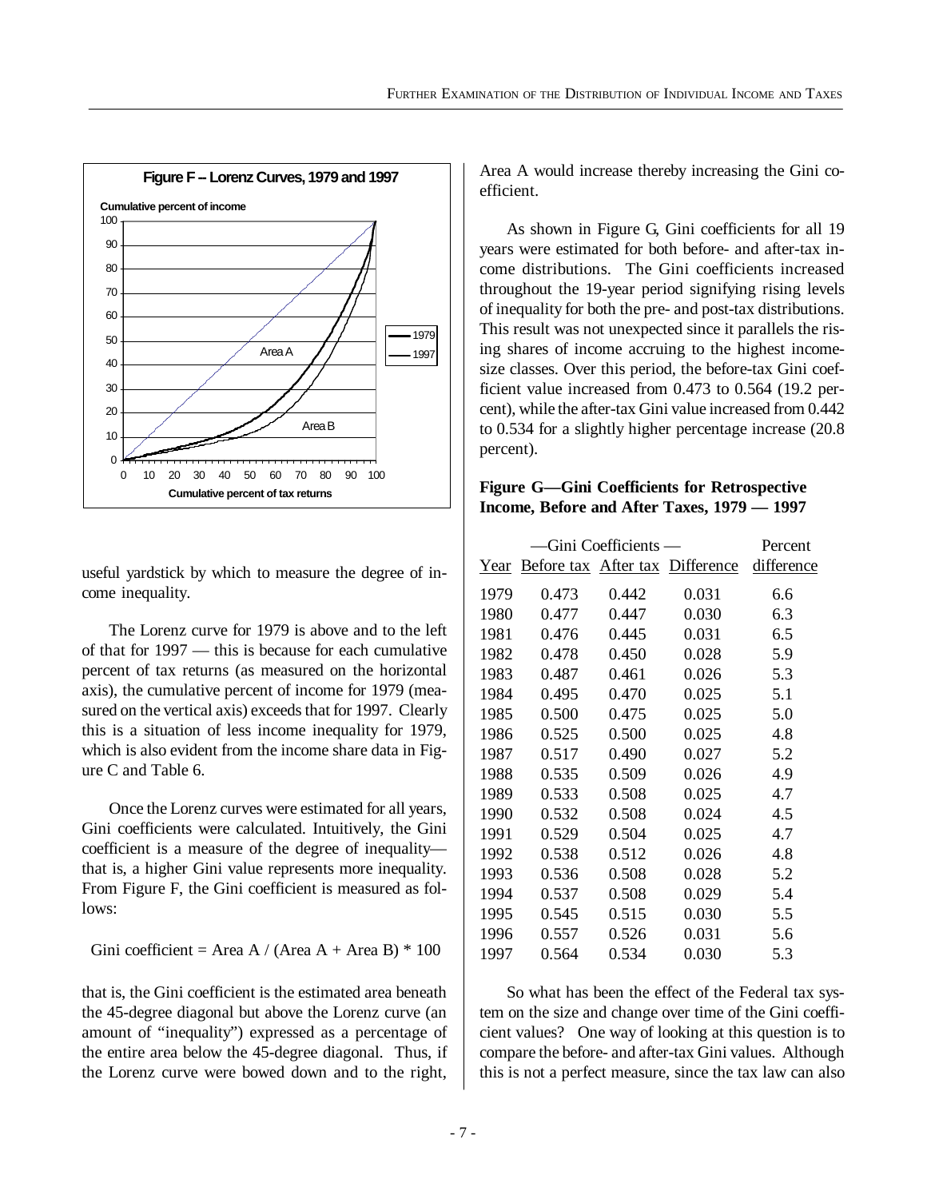**Figure F – Lorenz Curves, 1979 and 1997**

useful yardstick by which to measure the degree of income inequality.

The Lorenz curve for 1979 is above and to the left of that for 1997 — this is because for each cumulative percent of tax returns (as measured on the horizontal axis), the cumulative percent of income for 1979 (measured on the vertical axis) exceeds that for 1997. Clearly this is a situation of less income inequality for 1979, which is also evident from the income share data in Figure C and Table 6.

Once the Lorenz curves were estimated for all years, Gini coefficients were calculated. Intuitively, the Gini coefficient is a measure of the degree of inequality—that is, a higher Gini value represents more inequality. From Figure F, the Gini coefficient is measured as follows:

Gini coefficient = Area A / (Area A + Area B) * 100

that is, the Gini coefficient is the estimated area beneath the 45-degree diagonal but above the Lorenz curve (an amount of "inequality") expressed as a percentage of the entire area below the 45-degree diagonal. Thus, if the Lorenz curve were bowed down and to the right, Area A would increase thereby increasing the Gini coefficient.

As shown in Figure G, Gini coefficients for all 19 years were estimated for both before- and after-tax income distributions. The Gini coefficients increased throughout the 19-year period signifying rising levels of inequality for both the pre- and post-tax distributions. This result was not unexpected since it parallels the rising shares of income accruing to the highest income-size classes. Over this period, the before-tax Gini coefficient value increased from 0.473 to 0.564 (19.2 percent), while the after-tax Gini value increased from 0.442 to 0.534 for a slightly higher percentage increase (20.8 percent).

**Figure G—Gini Coefficients for Retrospective Income, Before and After Taxes, 1979 — 1997**

| | —Gini Coefficients — | | | Percent |
|---|---|---|---|---|
| Year | Before tax | After tax | Difference | difference |
| 1979 | 0.473 | 0.442 | 0.031 | 6.6 |
| 1980 | 0.477 | 0.447 | 0.030 | 6.3 |
| 1981 | 0.476 | 0.445 | 0.031 | 6.5 |
| 1982 | 0.478 | 0.450 | 0.028 | 5.9 |
| 1983 | 0.487 | 0.461 | 0.026 | 5.3 |
| 1984 | 0.495 | 0.470 | 0.025 | 5.1 |
| 1985 | 0.500 | 0.475 | 0.025 | 5.0 |
| 1986 | 0.525 | 0.500 | 0.025 | 4.8 |
| 1987 | 0.517 | 0.490 | 0.027 | 5.2 |
| 1988 | 0.535 | 0.509 | 0.026 | 4.9 |
| 1989 | 0.533 | 0.508 | 0.025 | 4.7 |
| 1990 | 0.532 | 0.508 | 0.024 | 4.5 |
| 1991 | 0.529 | 0.504 | 0.025 | 4.7 |
| 1992 | 0.538 | 0.512 | 0.026 | 4.8 |
| 1993 | 0.536 | 0.508 | 0.028 | 5.2 |
| 1994 | 0.537 | 0.508 | 0.029 | 5.4 |
| 1995 | 0.545 | 0.515 | 0.030 | 5.5 |
| 1996 | 0.557 | 0.526 | 0.031 | 5.6 |
| 1997 | 0.564 | 0.534 | 0.030 | 5.3 |

So what has been the effect of the Federal tax system on the size and change over time of the Gini coefficient values? One way of looking at this question is to compare the before- and after-tax Gini values. Although this is not a perfect measure, since the tax law can also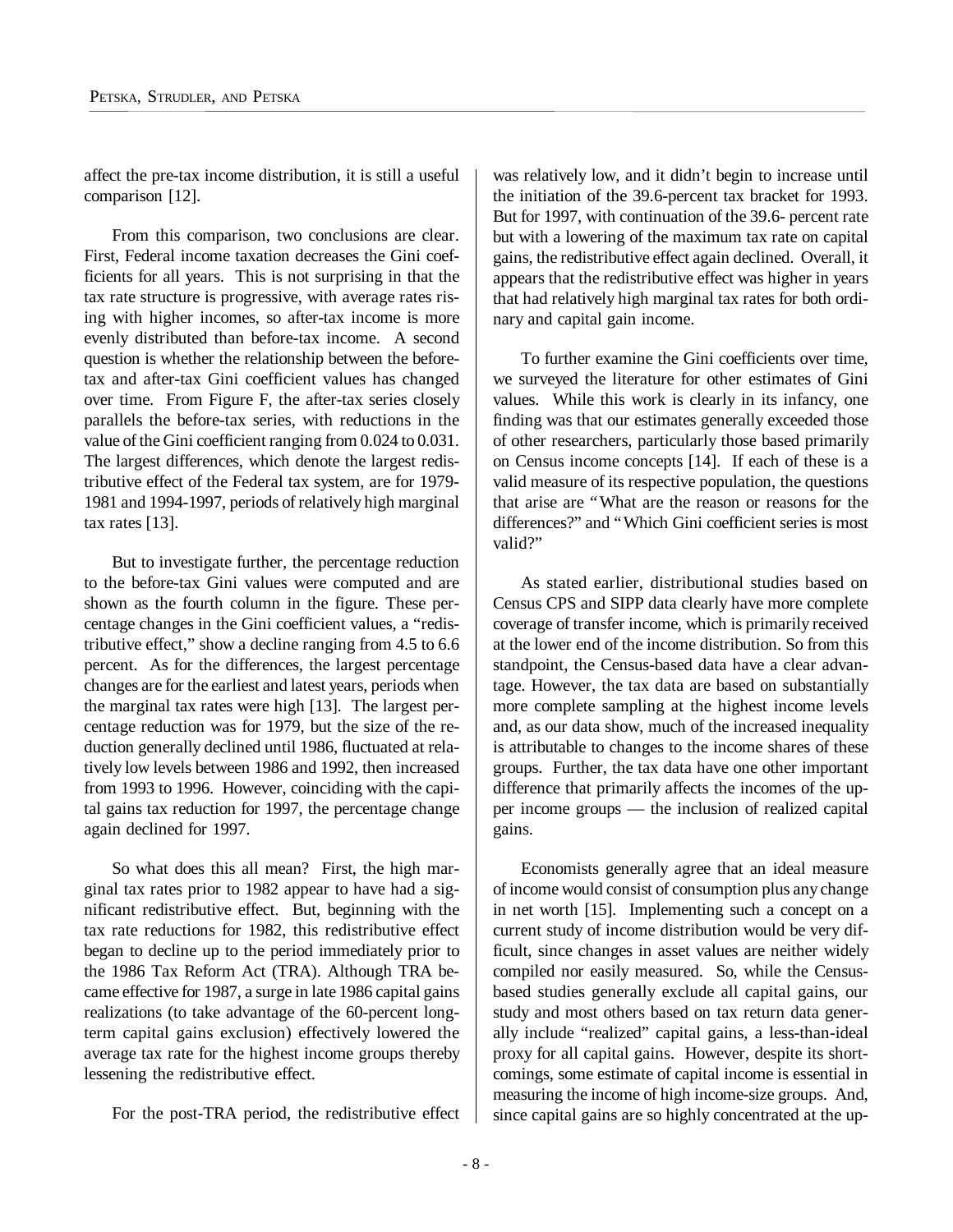affect the pre-tax income distribution, it is still a useful comparison [12].

From this comparison, two conclusions are clear. First, Federal income taxation decreases the Gini coefficients for all years. This is not surprising in that the tax rate structure is progressive, with average rates rising with higher incomes, so after-tax income is more evenly distributed than before-tax income. A second question is whether the relationship between the before-tax and after-tax Gini coefficient values has changed over time. From Figure F, the after-tax series closely parallels the before-tax series, with reductions in the value of the Gini coefficient ranging from 0.024 to 0.031. The largest differences, which denote the largest redistributive effect of the Federal tax system, are for 1979-1981 and 1994-1997, periods of relatively high marginal tax rates [13].

But to investigate further, the percentage reduction to the before-tax Gini values were computed and are shown as the fourth column in the figure. These percentage changes in the Gini coefficient values, a "redistributive effect," show a decline ranging from 4.5 to 6.6 percent. As for the differences, the largest percentage changes are for the earliest and latest years, periods when the marginal tax rates were high [13]. The largest percentage reduction was for 1979, but the size of the reduction generally declined until 1986, fluctuated at relatively low levels between 1986 and 1992, then increased from 1993 to 1996. However, coinciding with the capital gains tax reduction for 1997, the percentage change again declined for 1997.

So what does this all mean? First, the high marginal tax rates prior to 1982 appear to have had a significant redistributive effect. But, beginning with the tax rate reductions for 1982, this redistributive effect began to decline up to the period immediately prior to the 1986 Tax Reform Act (TRA). Although TRA became effective for 1987, a surge in late 1986 capital gains realizations (to take advantage of the 60-percent long-term capital gains exclusion) effectively lowered the average tax rate for the highest income groups thereby lessening the redistributive effect.

For the post-TRA period, the redistributive effect was relatively low, and it didn't begin to increase until the initiation of the 39.6-percent tax bracket for 1993. But for 1997, with continuation of the 39.6- percent rate but with a lowering of the maximum tax rate on capital gains, the redistributive effect again declined. Overall, it appears that the redistributive effect was higher in years that had relatively high marginal tax rates for both ordinary and capital gain income.

To further examine the Gini coefficients over time, we surveyed the literature for other estimates of Gini values. While this work is clearly in its infancy, one finding was that our estimates generally exceeded those of other researchers, particularly those based primarily on Census income concepts [14]. If each of these is a valid measure of its respective population, the questions that arise are "What are the reason or reasons for the differences?" and "Which Gini coefficient series is most valid?"

As stated earlier, distributional studies based on Census CPS and SIPP data clearly have more complete coverage of transfer income, which is primarily received at the lower end of the income distribution. So from this standpoint, the Census-based data have a clear advantage. However, the tax data are based on substantially more complete sampling at the highest income levels and, as our data show, much of the increased inequality is attributable to changes to the income shares of these groups. Further, the tax data have one other important difference that primarily affects the incomes of the upper income groups — the inclusion of realized capital gains.

Economists generally agree that an ideal measure of income would consist of consumption plus any change in net worth [15]. Implementing such a concept on a current study of income distribution would be very difficult, since changes in asset values are neither widely compiled nor easily measured. So, while the Census-based studies generally exclude all capital gains, our study and most others based on tax return data generally include "realized" capital gains, a less-than-ideal proxy for all capital gains. However, despite its shortcomings, some estimate of capital income is essential in measuring the income of high income-size groups. And, since capital gains are so highly concentrated at the up-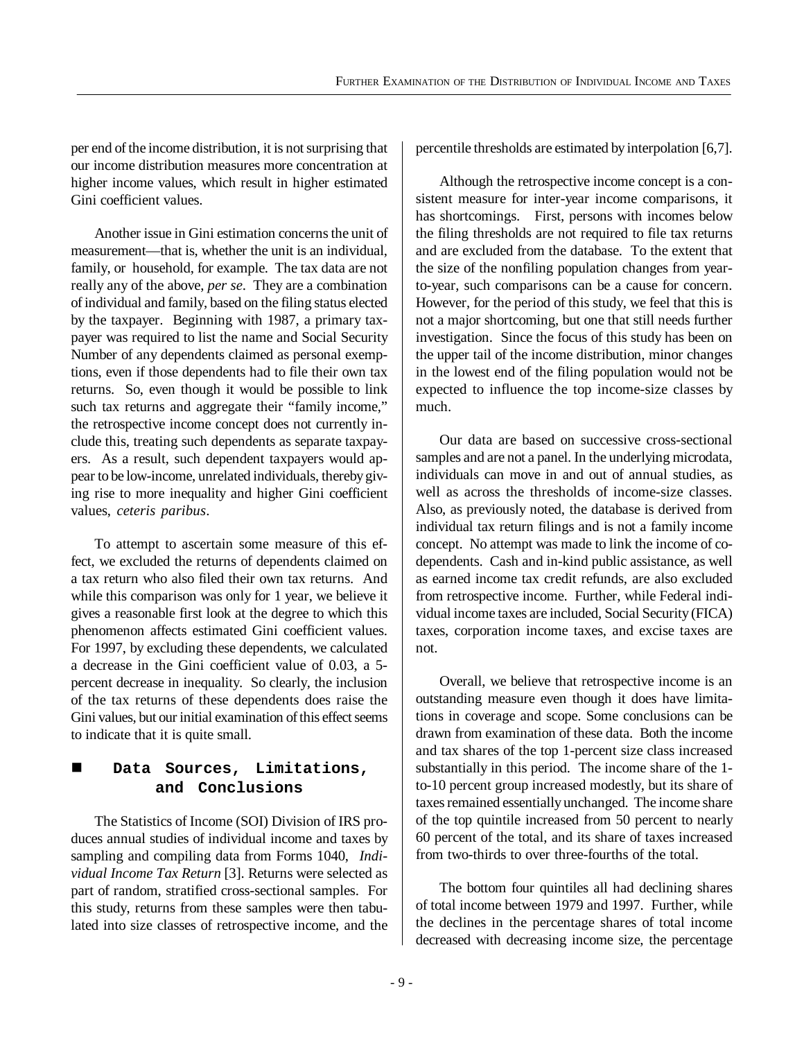per end of the income distribution, it is not surprising that our income distribution measures more concentration at higher income values, which result in higher estimated Gini coefficient values.

Another issue in Gini estimation concerns the unit of measurement—that is, whether the unit is an individual, family, or household, for example. The tax data are not really any of the above, *per se*. They are a combination of individual and family, based on the filing status elected by the taxpayer. Beginning with 1987, a primary taxpayer was required to list the name and Social Security Number of any dependents claimed as personal exemptions, even if those dependents had to file their own tax returns. So, even though it would be possible to link such tax returns and aggregate their "family income," the retrospective income concept does not currently include this, treating such dependents as separate taxpayers. As a result, such dependent taxpayers would appear to be low-income, unrelated individuals, thereby giving rise to more inequality and higher Gini coefficient values, *ceteris paribus*.

To attempt to ascertain some measure of this effect, we excluded the returns of dependents claimed on a tax return who also filed their own tax returns. And while this comparison was only for 1 year, we believe it gives a reasonable first look at the degree to which this phenomenon affects estimated Gini coefficient values. For 1997, by excluding these dependents, we calculated a decrease in the Gini coefficient value of 0.03, a 5-percent decrease in inequality. So clearly, the inclusion of the tax returns of these dependents does raise the Gini values, but our initial examination of this effect seems to indicate that it is quite small.

## Data Sources, Limitations, and Conclusions

The Statistics of Income (SOI) Division of IRS produces annual studies of individual income and taxes by sampling and compiling data from Forms 1040, *Individual Income Tax Return* [3]. Returns were selected as part of random, stratified cross-sectional samples. For this study, returns from these samples were then tabulated into size classes of retrospective income, and the percentile thresholds are estimated by interpolation [6,7].

Although the retrospective income concept is a consistent measure for inter-year income comparisons, it has shortcomings. First, persons with incomes below the filing thresholds are not required to file tax returns and are excluded from the database. To the extent that the size of the nonfiling population changes from year-to-year, such comparisons can be a cause for concern. However, for the period of this study, we feel that this is not a major shortcoming, but one that still needs further investigation. Since the focus of this study has been on the upper tail of the income distribution, minor changes in the lowest end of the filing population would not be expected to influence the top income-size classes by much.

Our data are based on successive cross-sectional samples and are not a panel. In the underlying microdata, individuals can move in and out of annual studies, as well as across the thresholds of income-size classes. Also, as previously noted, the database is derived from individual tax return filings and is not a family income concept. No attempt was made to link the income of co-dependents. Cash and in-kind public assistance, as well as earned income tax credit refunds, are also excluded from retrospective income. Further, while Federal individual income taxes are included, Social Security (FICA) taxes, corporation income taxes, and excise taxes are not.

Overall, we believe that retrospective income is an outstanding measure even though it does have limitations in coverage and scope. Some conclusions can be drawn from examination of these data. Both the income and tax shares of the top 1-percent size class increased substantially in this period. The income share of the 1-to-10 percent group increased modestly, but its share of taxes remained essentially unchanged. The income share of the top quintile increased from 50 percent to nearly 60 percent of the total, and its share of taxes increased from two-thirds to over three-fourths of the total.

The bottom four quintiles all had declining shares of total income between 1979 and 1997. Further, while the declines in the percentage shares of total income decreased with decreasing income size, the percentage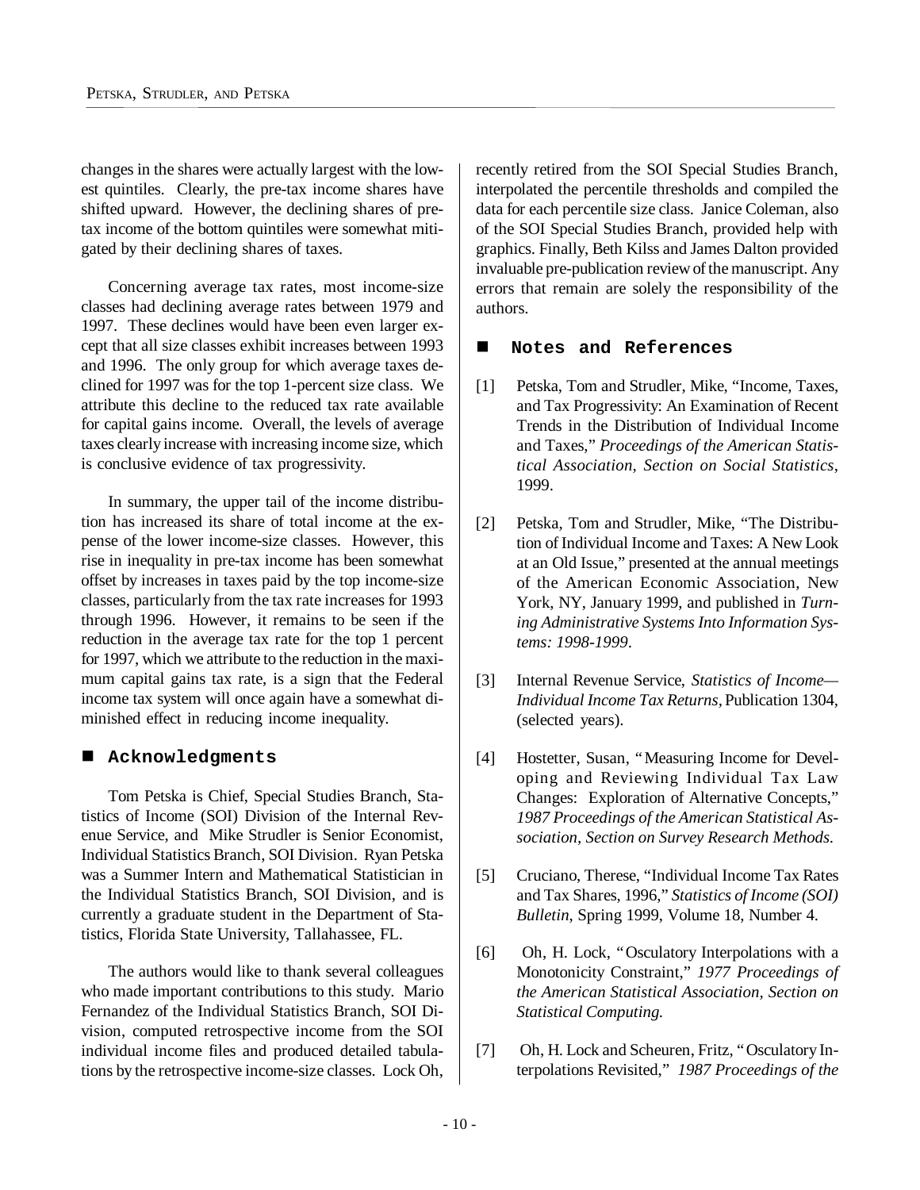changes in the shares were actually largest with the lowest quintiles. Clearly, the pre-tax income shares have shifted upward. However, the declining shares of pre-tax income of the bottom quintiles were somewhat mitigated by their declining shares of taxes.

Concerning average tax rates, most income-size classes had declining average rates between 1979 and 1997. These declines would have been even larger except that all size classes exhibit increases between 1993 and 1996. The only group for which average taxes declined for 1997 was for the top 1-percent size class. We attribute this decline to the reduced tax rate available for capital gains income. Overall, the levels of average taxes clearly increase with increasing income size, which is conclusive evidence of tax progressivity.

In summary, the upper tail of the income distribution has increased its share of total income at the expense of the lower income-size classes. However, this rise in inequality in pre-tax income has been somewhat offset by increases in taxes paid by the top income-size classes, particularly from the tax rate increases for 1993 through 1996. However, it remains to be seen if the reduction in the average tax rate for the top 1 percent for 1997, which we attribute to the reduction in the maximum capital gains tax rate, is a sign that the Federal income tax system will once again have a somewhat diminished effect in reducing income inequality.

## Acknowledgments

Tom Petska is Chief, Special Studies Branch, Statistics of Income (SOI) Division of the Internal Revenue Service, and Mike Strudler is Senior Economist, Individual Statistics Branch, SOI Division. Ryan Petska was a Summer Intern and Mathematical Statistician in the Individual Statistics Branch, SOI Division, and is currently a graduate student in the Department of Statistics, Florida State University, Tallahassee, FL.

The authors would like to thank several colleagues who made important contributions to this study. Mario Fernandez of the Individual Statistics Branch, SOI Division, computed retrospective income from the SOI individual income files and produced detailed tabulations by the retrospective income-size classes. Lock Oh, recently retired from the SOI Special Studies Branch, interpolated the percentile thresholds and compiled the data for each percentile size class. Janice Coleman, also of the SOI Special Studies Branch, provided help with graphics. Finally, Beth Kilss and James Dalton provided invaluable pre-publication review of the manuscript. Any errors that remain are solely the responsibility of the authors.

## Notes and References

[1] Petska, Tom and Strudler, Mike, "Income, Taxes, and Tax Progressivity: An Examination of Recent Trends in the Distribution of Individual Income and Taxes," *Proceedings of the American Statistical Association, Section on Social Statistics*, 1999.

[2] Petska, Tom and Strudler, Mike, "The Distribution of Individual Income and Taxes: A New Look at an Old Issue," presented at the annual meetings of the American Economic Association, New York, NY, January 1999, and published in *Turning Administrative Systems Into Information Systems: 1998-1999*.

[3] Internal Revenue Service, *Statistics of Income—Individual Income Tax Returns*, Publication 1304, (selected years).

[4] Hostetter, Susan, "Measuring Income for Developing and Reviewing Individual Tax Law Changes: Exploration of Alternative Concepts," *1987 Proceedings of the American Statistical Association, Section on Survey Research Methods.*

[5] Cruciano, Therese, "Individual Income Tax Rates and Tax Shares, 1996," *Statistics of Income (SOI) Bulletin*, Spring 1999, Volume 18, Number 4.

[6] Oh, H. Lock, "Osculatory Interpolations with a Monotonicity Constraint," *1977 Proceedings of the American Statistical Association, Section on Statistical Computing.*

[7] Oh, H. Lock and Scheuren, Fritz, "Osculatory Interpolations Revisited," *1987 Proceedings of the*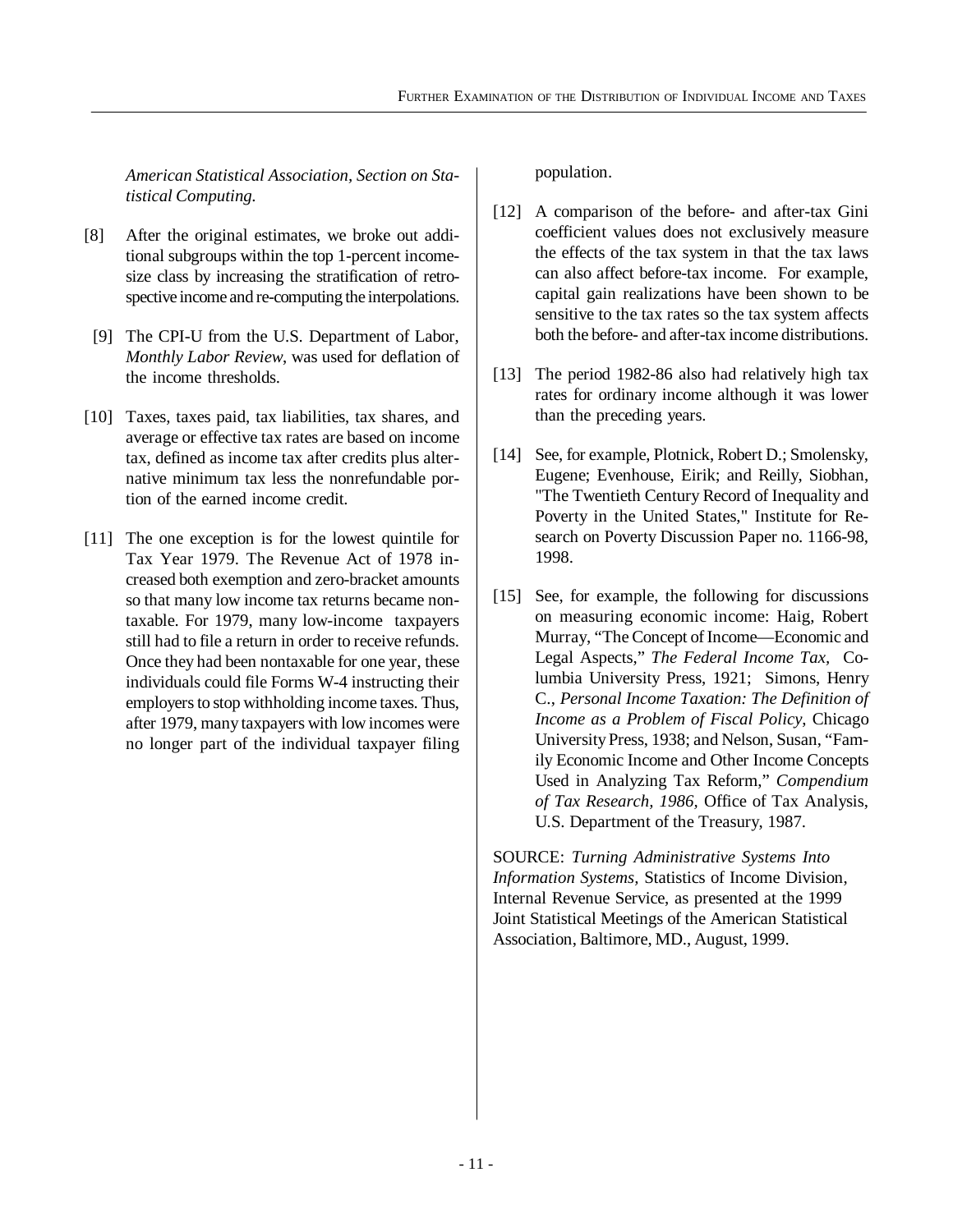*American Statistical Association, Section on Statistical Computing.*

[8] After the original estimates, we broke out additional subgroups within the top 1-percent income-size class by increasing the stratification of retrospective income and re-computing the interpolations.

[9] The CPI-U from the U.S. Department of Labor, *Monthly Labor Review*, was used for deflation of the income thresholds.

[10] Taxes, taxes paid, tax liabilities, tax shares, and average or effective tax rates are based on income tax, defined as income tax after credits plus alternative minimum tax less the nonrefundable portion of the earned income credit.

[11] The one exception is for the lowest quintile for Tax Year 1979. The Revenue Act of 1978 increased both exemption and zero-bracket amounts so that many low income tax returns became nontaxable. For 1979, many low-income taxpayers still had to file a return in order to receive refunds. Once they had been nontaxable for one year, these individuals could file Forms W-4 instructing their employers to stop withholding income taxes. Thus, after 1979, many taxpayers with low incomes were no longer part of the individual taxpayer filing population.

[12] A comparison of the before- and after-tax Gini coefficient values does not exclusively measure the effects of the tax system in that the tax laws can also affect before-tax income. For example, capital gain realizations have been shown to be sensitive to the tax rates so the tax system affects both the before- and after-tax income distributions.

[13] The period 1982-86 also had relatively high tax rates for ordinary income although it was lower than the preceding years.

[14] See, for example, Plotnick, Robert D.; Smolensky, Eugene; Evenhouse, Eirik; and Reilly, Siobhan, "The Twentieth Century Record of Inequality and Poverty in the United States," Institute for Research on Poverty Discussion Paper no. 1166-98, 1998.

[15] See, for example, the following for discussions on measuring economic income: Haig, Robert Murray, "The Concept of Income—Economic and Legal Aspects," *The Federal Income Tax,* Columbia University Press, 1921; Simons, Henry C., *Personal Income Taxation: The Definition of Income as a Problem of Fiscal Policy,* Chicago University Press, 1938; and Nelson, Susan, "Family Economic Income and Other Income Concepts Used in Analyzing Tax Reform," *Compendium of Tax Research, 1986,* Office of Tax Analysis, U.S. Department of the Treasury, 1987.

SOURCE: *Turning Administrative Systems Into Information Systems,* Statistics of Income Division, Internal Revenue Service, as presented at the 1999 Joint Statistical Meetings of the American Statistical Association, Baltimore, MD., August, 1999.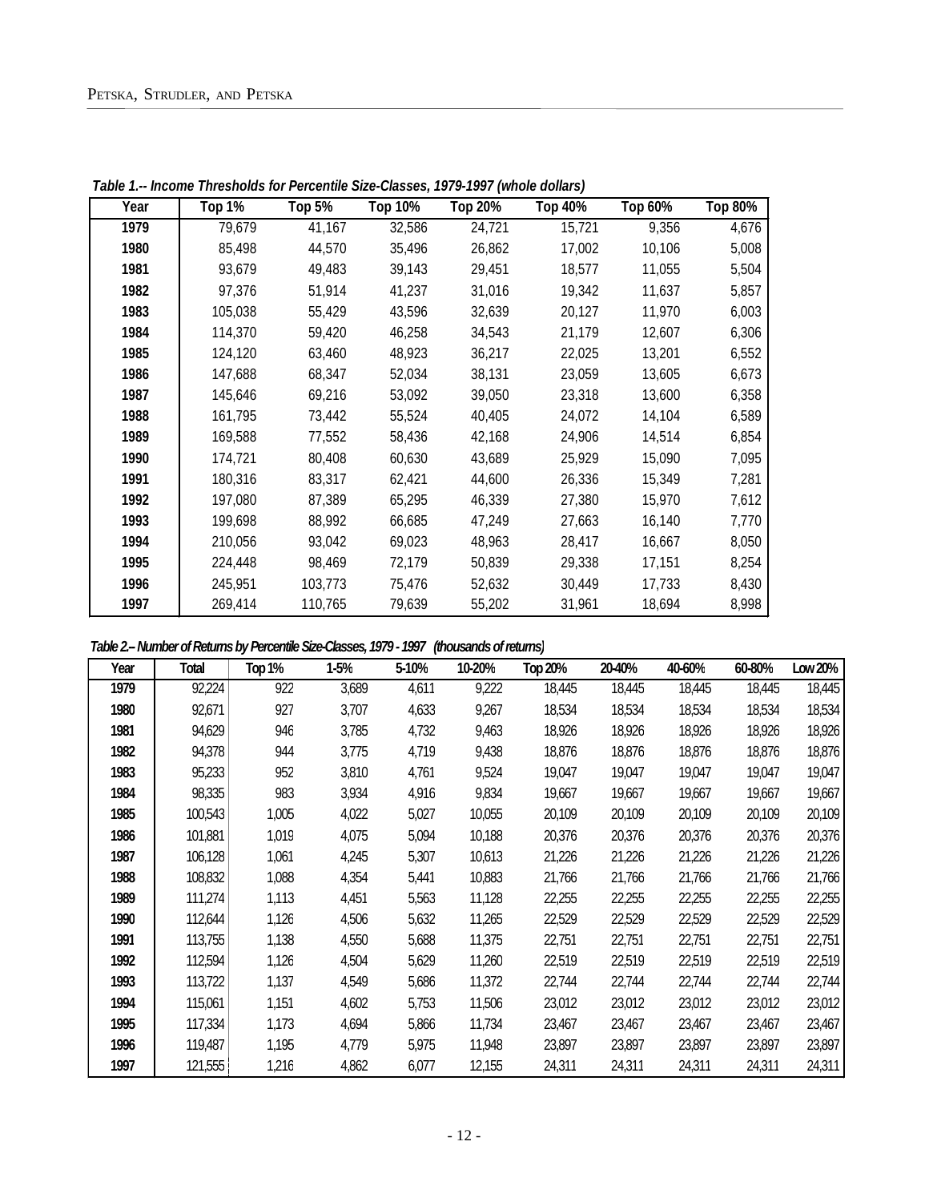*Table 1.-- Income Thresholds for Percentile Size-Classes, 1979-1997 (whole dollars)*

| Year | Top 1% | Top 5% | Top 10% | Top 20% | Top 40% | Top 60% | Top 80% |
|---|---|---|---|---|---|---|---|
| **1979** | 79,679 | 41,167 | 32,586 | 24,721 | 15,721 | 9,356 | 4,676 |
| **1980** | 85,498 | 44,570 | 35,496 | 26,862 | 17,002 | 10,106 | 5,008 |
| **1981** | 93,679 | 49,483 | 39,143 | 29,451 | 18,577 | 11,055 | 5,504 |
| **1982** | 97,376 | 51,914 | 41,237 | 31,016 | 19,342 | 11,637 | 5,857 |
| **1983** | 105,038 | 55,429 | 43,596 | 32,639 | 20,127 | 11,970 | 6,003 |
| **1984** | 114,370 | 59,420 | 46,258 | 34,543 | 21,179 | 12,607 | 6,306 |
| **1985** | 124,120 | 63,460 | 48,923 | 36,217 | 22,025 | 13,201 | 6,552 |
| **1986** | 147,688 | 68,347 | 52,034 | 38,131 | 23,059 | 13,605 | 6,673 |
| **1987** | 145,646 | 69,216 | 53,092 | 39,050 | 23,318 | 13,600 | 6,358 |
| **1988** | 161,795 | 73,442 | 55,524 | 40,405 | 24,072 | 14,104 | 6,589 |
| **1989** | 169,588 | 77,552 | 58,436 | 42,168 | 24,906 | 14,514 | 6,854 |
| **1990** | 174,721 | 80,408 | 60,630 | 43,689 | 25,929 | 15,090 | 7,095 |
| **1991** | 180,316 | 83,317 | 62,421 | 44,600 | 26,336 | 15,349 | 7,281 |
| **1992** | 197,080 | 87,389 | 65,295 | 46,339 | 27,380 | 15,970 | 7,612 |
| **1993** | 199,698 | 88,992 | 66,685 | 47,249 | 27,663 | 16,140 | 7,770 |
| **1994** | 210,056 | 93,042 | 69,023 | 48,963 | 28,417 | 16,667 | 8,050 |
| **1995** | 224,448 | 98,469 | 72,179 | 50,839 | 29,338 | 17,151 | 8,254 |
| **1996** | 245,951 | 103,773 | 75,476 | 52,632 | 30,449 | 17,733 | 8,430 |
| **1997** | 269,414 | 110,765 | 79,639 | 55,202 | 31,961 | 18,694 | 8,998 |

*Table 2.-- Number of Returns by Percentile Size-Classes, 1979 - 1997 (thousands of returns)*

| Year | Total | Top 1% | 1-5% | 5-10% | 10-20% | Top 20% | 20-40% | 40-60% | 60-80% | Low 20% |
|---|---|---|---|---|---|---|---|---|---|---|
| **1979** | 92,224 | 922 | 3,689 | 4,611 | 9,222 | 18,445 | 18,445 | 18,445 | 18,445 | 18,445 |
| **1980** | 92,671 | 927 | 3,707 | 4,633 | 9,267 | 18,534 | 18,534 | 18,534 | 18,534 | 18,534 |
| **1981** | 94,629 | 946 | 3,785 | 4,732 | 9,463 | 18,926 | 18,926 | 18,926 | 18,926 | 18,926 |
| **1982** | 94,378 | 944 | 3,775 | 4,719 | 9,438 | 18,876 | 18,876 | 18,876 | 18,876 | 18,876 |
| **1983** | 95,233 | 952 | 3,810 | 4,761 | 9,524 | 19,047 | 19,047 | 19,047 | 19,047 | 19,047 |
| **1984** | 98,335 | 983 | 3,934 | 4,916 | 9,834 | 19,667 | 19,667 | 19,667 | 19,667 | 19,667 |
| **1985** | 100,543 | 1,005 | 4,022 | 5,027 | 10,055 | 20,109 | 20,109 | 20,109 | 20,109 | 20,109 |
| **1986** | 101,881 | 1,019 | 4,075 | 5,094 | 10,188 | 20,376 | 20,376 | 20,376 | 20,376 | 20,376 |
| **1987** | 106,128 | 1,061 | 4,245 | 5,307 | 10,613 | 21,226 | 21,226 | 21,226 | 21,226 | 21,226 |
| **1988** | 108,832 | 1,088 | 4,354 | 5,441 | 10,883 | 21,766 | 21,766 | 21,766 | 21,766 | 21,766 |
| **1989** | 111,274 | 1,113 | 4,451 | 5,563 | 11,128 | 22,255 | 22,255 | 22,255 | 22,255 | 22,255 |
| **1990** | 112,644 | 1,126 | 4,506 | 5,632 | 11,265 | 22,529 | 22,529 | 22,529 | 22,529 | 22,529 |
| **1991** | 113,755 | 1,138 | 4,550 | 5,688 | 11,375 | 22,751 | 22,751 | 22,751 | 22,751 | 22,751 |
| **1992** | 112,594 | 1,126 | 4,504 | 5,629 | 11,260 | 22,519 | 22,519 | 22,519 | 22,519 | 22,519 |
| **1993** | 113,722 | 1,137 | 4,549 | 5,686 | 11,372 | 22,744 | 22,744 | 22,744 | 22,744 | 22,744 |
| **1994** | 115,061 | 1,151 | 4,602 | 5,753 | 11,506 | 23,012 | 23,012 | 23,012 | 23,012 | 23,012 |
| **1995** | 117,334 | 1,173 | 4,694 | 5,866 | 11,734 | 23,467 | 23,467 | 23,467 | 23,467 | 23,467 |
| **1996** | 119,487 | 1,195 | 4,779 | 5,975 | 11,948 | 23,897 | 23,897 | 23,897 | 23,897 | 23,897 |
| **1997** | 121,555 | 1,216 | 4,862 | 6,077 | 12,155 | 24,311 | 24,311 | 24,311 | 24,311 | 24,311 |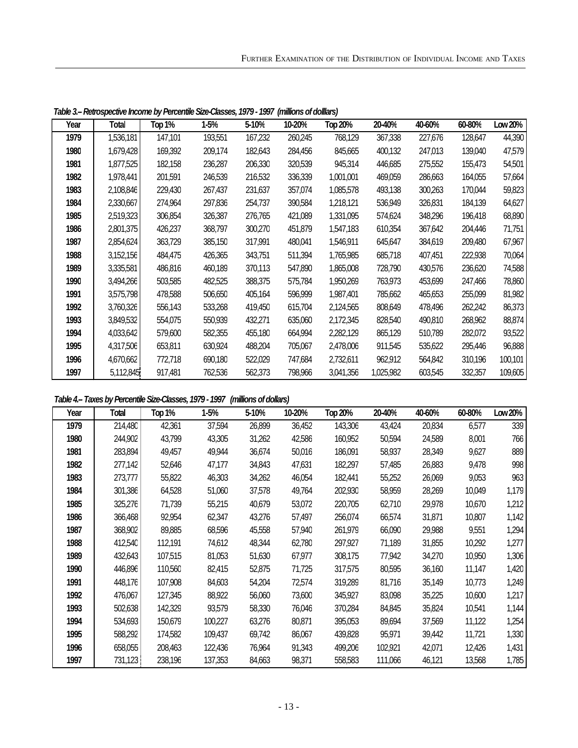*Table 3.– Retrospective Income by Percentile Size-Classes, 1979 - 1997 (millions of dolllars)*

| Year | Total | Top 1% | 1-5% | 5-10% | 10-20% | Top 20% | 20-40% | 40-60% | 60-80% | Low 20% |
|---|---|---|---|---|---|---|---|---|---|---|
| **1979** | 1,536,181 | 147,101 | 193,551 | 167,232 | 260,245 | 768,129 | 367,338 | 227,676 | 128,647 | 44,390 |
| **1980** | 1,679,428 | 169,392 | 209,174 | 182,643 | 284,456 | 845,665 | 400,132 | 247,013 | 139,040 | 47,579 |
| **1981** | 1,877,525 | 182,158 | 236,287 | 206,330 | 320,539 | 945,314 | 446,685 | 275,552 | 155,473 | 54,501 |
| **1982** | 1,978,441 | 201,591 | 246,539 | 216,532 | 336,339 | 1,001,001 | 469,059 | 286,663 | 164,055 | 57,664 |
| **1983** | 2,108,846 | 229,430 | 267,437 | 231,637 | 357,074 | 1,085,578 | 493,138 | 300,263 | 170,044 | 59,823 |
| **1984** | 2,330,667 | 274,964 | 297,836 | 254,737 | 390,584 | 1,218,121 | 536,949 | 326,831 | 184,139 | 64,627 |
| **1985** | 2,519,323 | 306,854 | 326,387 | 276,765 | 421,089 | 1,331,095 | 574,624 | 348,296 | 196,418 | 68,890 |
| **1986** | 2,801,375 | 426,237 | 368,797 | 300,270 | 451,879 | 1,547,183 | 610,354 | 367,642 | 204,446 | 71,751 |
| **1987** | 2,854,624 | 363,729 | 385,150 | 317,991 | 480,041 | 1,546,911 | 645,647 | 384,619 | 209,480 | 67,967 |
| **1988** | 3,152,156 | 484,475 | 426,365 | 343,751 | 511,394 | 1,765,985 | 685,718 | 407,451 | 222,938 | 70,064 |
| **1989** | 3,335,581 | 486,816 | 460,189 | 370,113 | 547,890 | 1,865,008 | 728,790 | 430,576 | 236,620 | 74,588 |
| **1990** | 3,494,266 | 503,585 | 482,525 | 388,375 | 575,784 | 1,950,269 | 763,973 | 453,699 | 247,466 | 78,860 |
| **1991** | 3,575,798 | 478,588 | 506,650 | 405,164 | 596,999 | 1,987,401 | 785,662 | 465,653 | 255,099 | 81,982 |
| **1992** | 3,760,326 | 556,143 | 533,268 | 419,450 | 615,704 | 2,124,565 | 808,649 | 478,496 | 262,242 | 86,373 |
| **1993** | 3,849,532 | 554,075 | 550,939 | 432,271 | 635,060 | 2,172,345 | 828,540 | 490,810 | 268,962 | 88,874 |
| **1994** | 4,033,642 | 579,600 | 582,355 | 455,180 | 664,994 | 2,282,129 | 865,129 | 510,789 | 282,072 | 93,522 |
| **1995** | 4,317,506 | 653,811 | 630,924 | 488,204 | 705,067 | 2,478,006 | 911,545 | 535,622 | 295,446 | 96,888 |
| **1996** | 4,670,662 | 772,718 | 690,180 | 522,029 | 747,684 | 2,732,611 | 962,912 | 564,842 | 310,196 | 100,101 |
| **1997** | 5,112,845 | 917,481 | 762,536 | 562,373 | 798,966 | 3,041,356 | 1,025,982 | 603,545 | 332,357 | 109,605 |

*Table 4.– Taxes by Percentile Size-Classes, 1979 - 1997 (millions of dollars)*

| Year | Total | Top 1% | 1-5% | 5-10% | 10-20% | Top 20% | 20-40% | 40-60% | 60-80% | Low 20% |
|---|---|---|---|---|---|---|---|---|---|---|
| **1979** | 214,480 | 42,361 | 37,594 | 26,899 | 36,452 | 143,306 | 43,424 | 20,834 | 6,577 | 339 |
| **1980** | 244,902 | 43,799 | 43,305 | 31,262 | 42,586 | 160,952 | 50,594 | 24,589 | 8,001 | 766 |
| **1981** | 283,894 | 49,457 | 49,944 | 36,674 | 50,016 | 186,091 | 58,937 | 28,349 | 9,627 | 889 |
| **1982** | 277,142 | 52,646 | 47,177 | 34,843 | 47,631 | 182,297 | 57,485 | 26,883 | 9,478 | 998 |
| **1983** | 273,777 | 55,822 | 46,303 | 34,262 | 46,054 | 182,441 | 55,252 | 26,069 | 9,053 | 963 |
| **1984** | 301,386 | 64,528 | 51,060 | 37,578 | 49,764 | 202,930 | 58,959 | 28,269 | 10,049 | 1,179 |
| **1985** | 325,276 | 71,739 | 55,215 | 40,679 | 53,072 | 220,705 | 62,710 | 29,978 | 10,670 | 1,212 |
| **1986** | 366,468 | 92,954 | 62,347 | 43,276 | 57,497 | 256,074 | 66,574 | 31,871 | 10,807 | 1,142 |
| **1987** | 368,902 | 89,885 | 68,596 | 45,558 | 57,940 | 261,979 | 66,090 | 29,988 | 9,551 | 1,294 |
| **1988** | 412,540 | 112,191 | 74,612 | 48,344 | 62,780 | 297,927 | 71,189 | 31,855 | 10,292 | 1,277 |
| **1989** | 432,643 | 107,515 | 81,053 | 51,630 | 67,977 | 308,175 | 77,942 | 34,270 | 10,950 | 1,306 |
| **1990** | 446,896 | 110,560 | 82,415 | 52,875 | 71,725 | 317,575 | 80,595 | 36,160 | 11,147 | 1,420 |
| **1991** | 448,176 | 107,908 | 84,603 | 54,204 | 72,574 | 319,289 | 81,716 | 35,149 | 10,773 | 1,249 |
| **1992** | 476,067 | 127,345 | 88,922 | 56,060 | 73,600 | 345,927 | 83,098 | 35,225 | 10,600 | 1,217 |
| **1993** | 502,638 | 142,329 | 93,579 | 58,330 | 76,046 | 370,284 | 84,845 | 35,824 | 10,541 | 1,144 |
| **1994** | 534,693 | 150,679 | 100,227 | 63,276 | 80,871 | 395,053 | 89,694 | 37,569 | 11,122 | 1,254 |
| **1995** | 588,292 | 174,582 | 109,437 | 69,742 | 86,067 | 439,828 | 95,971 | 39,442 | 11,721 | 1,330 |
| **1996** | 658,055 | 208,463 | 122,436 | 76,964 | 91,343 | 499,206 | 102,921 | 42,071 | 12,426 | 1,431 |
| **1997** | 731,123 | 238,196 | 137,353 | 84,663 | 98,371 | 558,583 | 111,066 | 46,121 | 13,568 | 1,785 |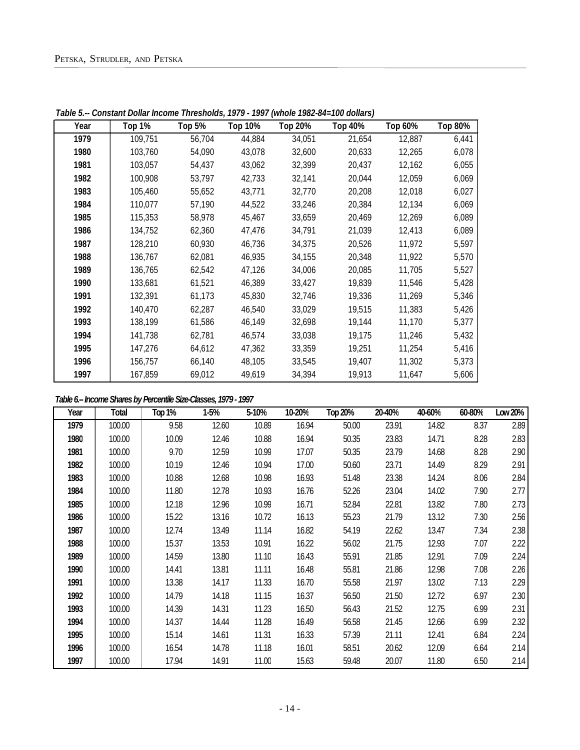*Table 5.-- Constant Dollar Income Thresholds, 1979 - 1997 (whole 1982-84=100 dollars)*

| Year | Top 1% | Top 5% | Top 10% | Top 20% | Top 40% | Top 60% | Top 80% |
|---|---|---|---|---|---|---|---|
| **1979** | 109,751 | 56,704 | 44,884 | 34,051 | 21,654 | 12,887 | 6,441 |
| **1980** | 103,760 | 54,090 | 43,078 | 32,600 | 20,633 | 12,265 | 6,078 |
| **1981** | 103,057 | 54,437 | 43,062 | 32,399 | 20,437 | 12,162 | 6,055 |
| **1982** | 100,908 | 53,797 | 42,733 | 32,141 | 20,044 | 12,059 | 6,069 |
| **1983** | 105,460 | 55,652 | 43,771 | 32,770 | 20,208 | 12,018 | 6,027 |
| **1984** | 110,077 | 57,190 | 44,522 | 33,246 | 20,384 | 12,134 | 6,069 |
| **1985** | 115,353 | 58,978 | 45,467 | 33,659 | 20,469 | 12,269 | 6,089 |
| **1986** | 134,752 | 62,360 | 47,476 | 34,791 | 21,039 | 12,413 | 6,089 |
| **1987** | 128,210 | 60,930 | 46,736 | 34,375 | 20,526 | 11,972 | 5,597 |
| **1988** | 136,767 | 62,081 | 46,935 | 34,155 | 20,348 | 11,922 | 5,570 |
| **1989** | 136,765 | 62,542 | 47,126 | 34,006 | 20,085 | 11,705 | 5,527 |
| **1990** | 133,681 | 61,521 | 46,389 | 33,427 | 19,839 | 11,546 | 5,428 |
| **1991** | 132,391 | 61,173 | 45,830 | 32,746 | 19,336 | 11,269 | 5,346 |
| **1992** | 140,470 | 62,287 | 46,540 | 33,029 | 19,515 | 11,383 | 5,426 |
| **1993** | 138,199 | 61,586 | 46,149 | 32,698 | 19,144 | 11,170 | 5,377 |
| **1994** | 141,738 | 62,781 | 46,574 | 33,038 | 19,175 | 11,246 | 5,432 |
| **1995** | 147,276 | 64,612 | 47,362 | 33,359 | 19,251 | 11,254 | 5,416 |
| **1996** | 156,757 | 66,140 | 48,105 | 33,545 | 19,407 | 11,302 | 5,373 |
| **1997** | 167,859 | 69,012 | 49,619 | 34,394 | 19,913 | 11,647 | 5,606 |

*Table 6.-- Income Shares by Percentile Size-Classes, 1979 - 1997*

| Year | Total | Top 1% | 1-5% | 5-10% | 10-20% | Top 20% | 20-40% | 40-60% | 60-80% | Low 20% |
|---|---|---|---|---|---|---|---|---|---|---|
| **1979** | 100.00 | 9.58 | 12.60 | 10.89 | 16.94 | 50.00 | 23.91 | 14.82 | 8.37 | 2.89 |
| **1980** | 100.00 | 10.09 | 12.46 | 10.88 | 16.94 | 50.35 | 23.83 | 14.71 | 8.28 | 2.83 |
| **1981** | 100.00 | 9.70 | 12.59 | 10.99 | 17.07 | 50.35 | 23.79 | 14.68 | 8.28 | 2.90 |
| **1982** | 100.00 | 10.19 | 12.46 | 10.94 | 17.00 | 50.60 | 23.71 | 14.49 | 8.29 | 2.91 |
| **1983** | 100.00 | 10.88 | 12.68 | 10.98 | 16.93 | 51.48 | 23.38 | 14.24 | 8.06 | 2.84 |
| **1984** | 100.00 | 11.80 | 12.78 | 10.93 | 16.76 | 52.26 | 23.04 | 14.02 | 7.90 | 2.77 |
| **1985** | 100.00 | 12.18 | 12.96 | 10.99 | 16.71 | 52.84 | 22.81 | 13.82 | 7.80 | 2.73 |
| **1986** | 100.00 | 15.22 | 13.16 | 10.72 | 16.13 | 55.23 | 21.79 | 13.12 | 7.30 | 2.56 |
| **1987** | 100.00 | 12.74 | 13.49 | 11.14 | 16.82 | 54.19 | 22.62 | 13.47 | 7.34 | 2.38 |
| **1988** | 100.00 | 15.37 | 13.53 | 10.91 | 16.22 | 56.02 | 21.75 | 12.93 | 7.07 | 2.22 |
| **1989** | 100.00 | 14.59 | 13.80 | 11.10 | 16.43 | 55.91 | 21.85 | 12.91 | 7.09 | 2.24 |
| **1990** | 100.00 | 14.41 | 13.81 | 11.11 | 16.48 | 55.81 | 21.86 | 12.98 | 7.08 | 2.26 |
| **1991** | 100.00 | 13.38 | 14.17 | 11.33 | 16.70 | 55.58 | 21.97 | 13.02 | 7.13 | 2.29 |
| **1992** | 100.00 | 14.79 | 14.18 | 11.15 | 16.37 | 56.50 | 21.50 | 12.72 | 6.97 | 2.30 |
| **1993** | 100.00 | 14.39 | 14.31 | 11.23 | 16.50 | 56.43 | 21.52 | 12.75 | 6.99 | 2.31 |
| **1994** | 100.00 | 14.37 | 14.44 | 11.28 | 16.49 | 56.58 | 21.45 | 12.66 | 6.99 | 2.32 |
| **1995** | 100.00 | 15.14 | 14.61 | 11.31 | 16.33 | 57.39 | 21.11 | 12.41 | 6.84 | 2.24 |
| **1996** | 100.00 | 16.54 | 14.78 | 11.18 | 16.01 | 58.51 | 20.62 | 12.09 | 6.64 | 2.14 |
| **1997** | 100.00 | 17.94 | 14.91 | 11.00 | 15.63 | 59.48 | 20.07 | 11.80 | 6.50 | 2.14 |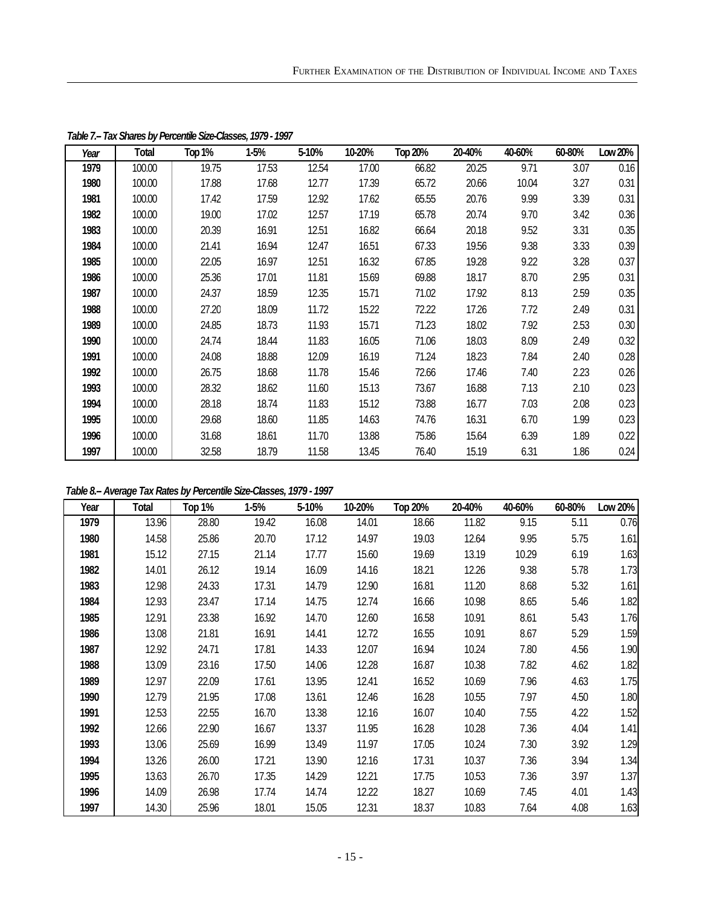*Table 7.– Tax Shares by Percentile Size-Classes, 1979 - 1997*

| Year | Total | Top 1% | 1-5% | 5-10% | 10-20% | Top 20% | 20-40% | 40-60% | 60-80% | Low 20% |
|---|---|---|---|---|---|---|---|---|---|---|
| 1979 | 100.00 | 19.75 | 17.53 | 12.54 | 17.00 | 66.82 | 20.25 | 9.71 | 3.07 | 0.16 |
| 1980 | 100.00 | 17.88 | 17.68 | 12.77 | 17.39 | 65.72 | 20.66 | 10.04 | 3.27 | 0.31 |
| 1981 | 100.00 | 17.42 | 17.59 | 12.92 | 17.62 | 65.55 | 20.76 | 9.99 | 3.39 | 0.31 |
| 1982 | 100.00 | 19.00 | 17.02 | 12.57 | 17.19 | 65.78 | 20.74 | 9.70 | 3.42 | 0.36 |
| 1983 | 100.00 | 20.39 | 16.91 | 12.51 | 16.82 | 66.64 | 20.18 | 9.52 | 3.31 | 0.35 |
| 1984 | 100.00 | 21.41 | 16.94 | 12.47 | 16.51 | 67.33 | 19.56 | 9.38 | 3.33 | 0.39 |
| 1985 | 100.00 | 22.05 | 16.97 | 12.51 | 16.32 | 67.85 | 19.28 | 9.22 | 3.28 | 0.37 |
| 1986 | 100.00 | 25.36 | 17.01 | 11.81 | 15.69 | 69.88 | 18.17 | 8.70 | 2.95 | 0.31 |
| 1987 | 100.00 | 24.37 | 18.59 | 12.35 | 15.71 | 71.02 | 17.92 | 8.13 | 2.59 | 0.35 |
| 1988 | 100.00 | 27.20 | 18.09 | 11.72 | 15.22 | 72.22 | 17.26 | 7.72 | 2.49 | 0.31 |
| 1989 | 100.00 | 24.85 | 18.73 | 11.93 | 15.71 | 71.23 | 18.02 | 7.92 | 2.53 | 0.30 |
| 1990 | 100.00 | 24.74 | 18.44 | 11.83 | 16.05 | 71.06 | 18.03 | 8.09 | 2.49 | 0.32 |
| 1991 | 100.00 | 24.08 | 18.88 | 12.09 | 16.19 | 71.24 | 18.23 | 7.84 | 2.40 | 0.28 |
| 1992 | 100.00 | 26.75 | 18.68 | 11.78 | 15.46 | 72.66 | 17.46 | 7.40 | 2.23 | 0.26 |
| 1993 | 100.00 | 28.32 | 18.62 | 11.60 | 15.13 | 73.67 | 16.88 | 7.13 | 2.10 | 0.23 |
| 1994 | 100.00 | 28.18 | 18.74 | 11.83 | 15.12 | 73.88 | 16.77 | 7.03 | 2.08 | 0.23 |
| 1995 | 100.00 | 29.68 | 18.60 | 11.85 | 14.63 | 74.76 | 16.31 | 6.70 | 1.99 | 0.23 |
| 1996 | 100.00 | 31.68 | 18.61 | 11.70 | 13.88 | 75.86 | 15.64 | 6.39 | 1.89 | 0.22 |
| 1997 | 100.00 | 32.58 | 18.79 | 11.58 | 13.45 | 76.40 | 15.19 | 6.31 | 1.86 | 0.24 |

*Table 8.– Average Tax Rates by Percentile Size-Classes, 1979 - 1997*

| Year | Total | Top 1% | 1-5% | 5-10% | 10-20% | Top 20% | 20-40% | 40-60% | 60-80% | Low 20% |
|---|---|---|---|---|---|---|---|---|---|---|
| 1979 | 13.96 | 28.80 | 19.42 | 16.08 | 14.01 | 18.66 | 11.82 | 9.15 | 5.11 | 0.76 |
| 1980 | 14.58 | 25.86 | 20.70 | 17.12 | 14.97 | 19.03 | 12.64 | 9.95 | 5.75 | 1.61 |
| 1981 | 15.12 | 27.15 | 21.14 | 17.77 | 15.60 | 19.69 | 13.19 | 10.29 | 6.19 | 1.63 |
| 1982 | 14.01 | 26.12 | 19.14 | 16.09 | 14.16 | 18.21 | 12.26 | 9.38 | 5.78 | 1.73 |
| 1983 | 12.98 | 24.33 | 17.31 | 14.79 | 12.90 | 16.81 | 11.20 | 8.68 | 5.32 | 1.61 |
| 1984 | 12.93 | 23.47 | 17.14 | 14.75 | 12.74 | 16.66 | 10.98 | 8.65 | 5.46 | 1.82 |
| 1985 | 12.91 | 23.38 | 16.92 | 14.70 | 12.60 | 16.58 | 10.91 | 8.61 | 5.43 | 1.76 |
| 1986 | 13.08 | 21.81 | 16.91 | 14.41 | 12.72 | 16.55 | 10.91 | 8.67 | 5.29 | 1.59 |
| 1987 | 12.92 | 24.71 | 17.81 | 14.33 | 12.07 | 16.94 | 10.24 | 7.80 | 4.56 | 1.90 |
| 1988 | 13.09 | 23.16 | 17.50 | 14.06 | 12.28 | 16.87 | 10.38 | 7.82 | 4.62 | 1.82 |
| 1989 | 12.97 | 22.09 | 17.61 | 13.95 | 12.41 | 16.52 | 10.69 | 7.96 | 4.63 | 1.75 |
| 1990 | 12.79 | 21.95 | 17.08 | 13.61 | 12.46 | 16.28 | 10.55 | 7.97 | 4.50 | 1.80 |
| 1991 | 12.53 | 22.55 | 16.70 | 13.38 | 12.16 | 16.07 | 10.40 | 7.55 | 4.22 | 1.52 |
| 1992 | 12.66 | 22.90 | 16.67 | 13.37 | 11.95 | 16.28 | 10.28 | 7.36 | 4.04 | 1.41 |
| 1993 | 13.06 | 25.69 | 16.99 | 13.49 | 11.97 | 17.05 | 10.24 | 7.30 | 3.92 | 1.29 |
| 1994 | 13.26 | 26.00 | 17.21 | 13.90 | 12.16 | 17.31 | 10.37 | 7.36 | 3.94 | 1.34 |
| 1995 | 13.63 | 26.70 | 17.35 | 14.29 | 12.21 | 17.75 | 10.53 | 7.36 | 3.97 | 1.37 |
| 1996 | 14.09 | 26.98 | 17.74 | 14.74 | 12.22 | 18.27 | 10.69 | 7.45 | 4.01 | 1.43 |
| 1997 | 14.30 | 25.96 | 18.01 | 15.05 | 12.31 | 18.37 | 10.83 | 7.64 | 4.08 | 1.63 |